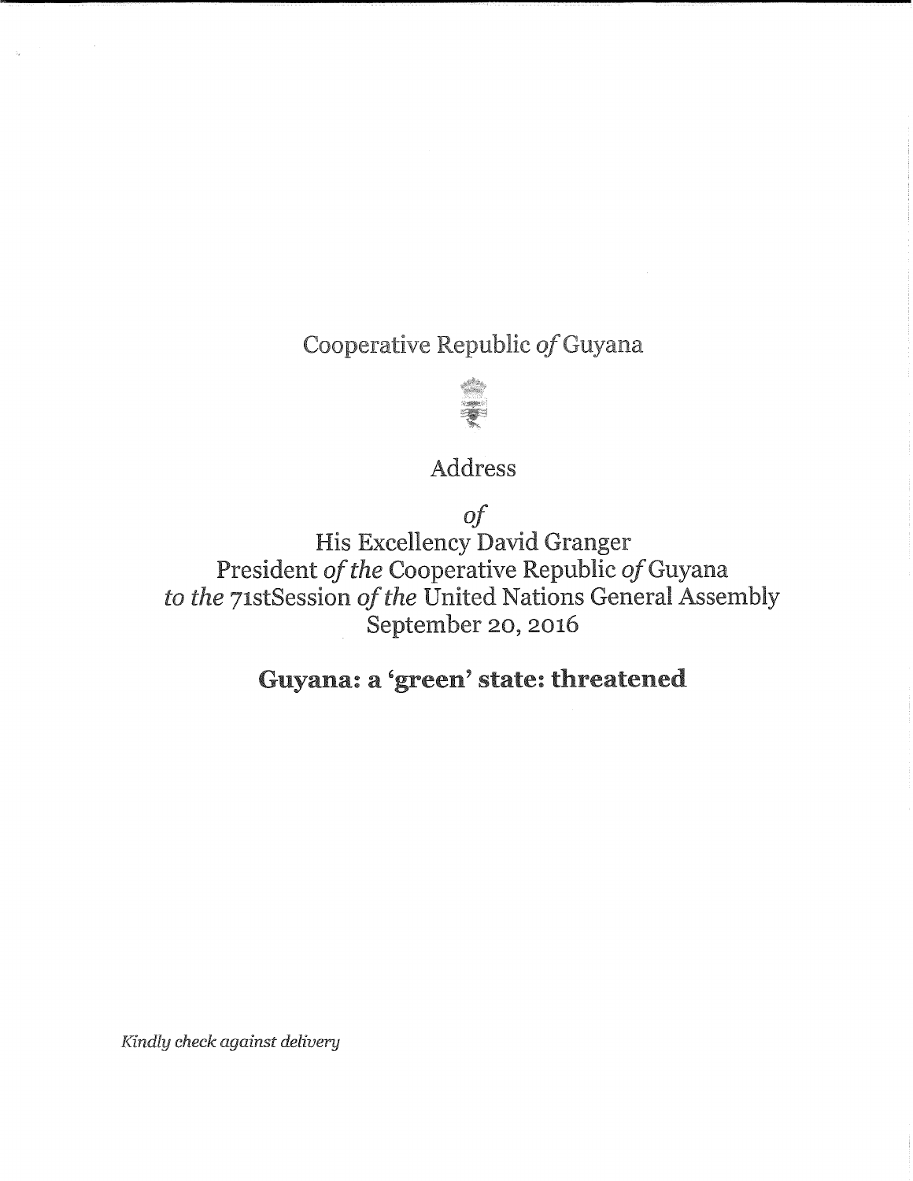Cooperative Republic *of* Guyana

Address

*of*

His Excellency David Granger
President *of the* Cooperative Republic *of* Guyana
*to the* 71stSession *of the* United Nations General Assembly
September 20, 2016

**Guyana: a 'green' state: threatened**

*Kindly check against delivery*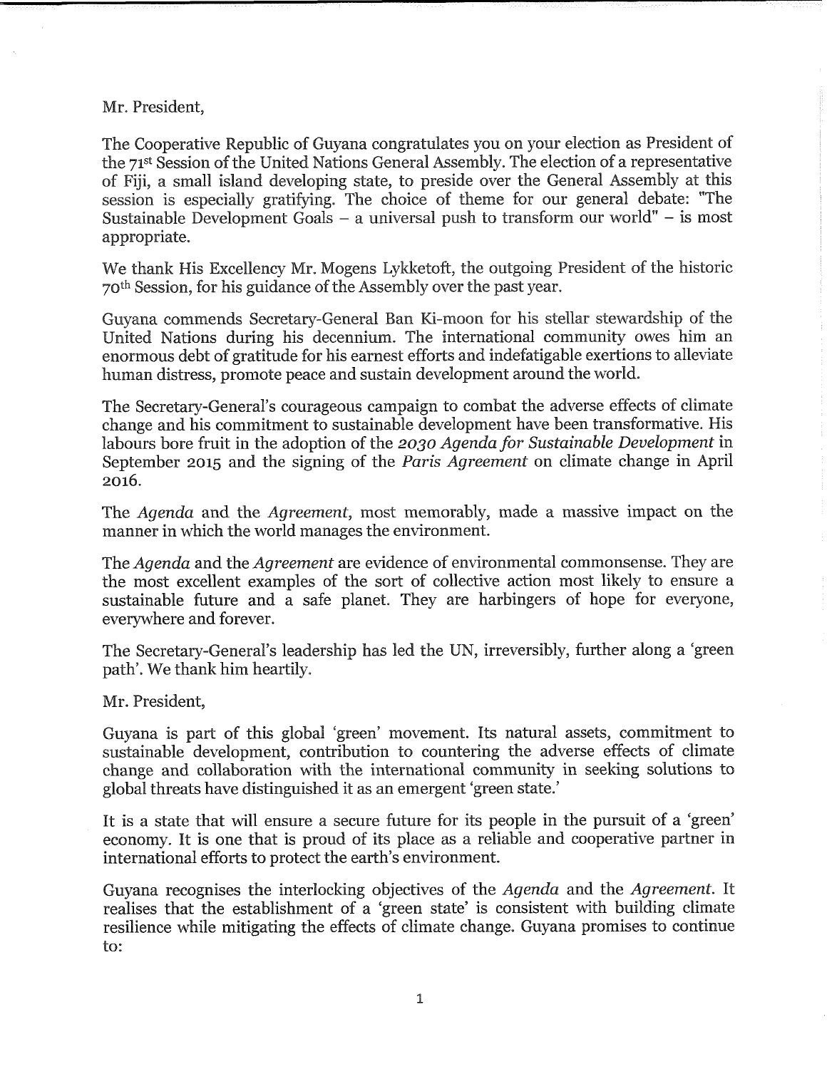Mr. President,

The Cooperative Republic of Guyana congratulates you on your election as President of the 71st Session of the United Nations General Assembly. The election of a representative of Fiji, a small island developing state, to preside over the General Assembly at this session is especially gratifying. The choice of theme for our general debate: "The Sustainable Development Goals – a universal push to transform our world" – is most appropriate.

We thank His Excellency Mr. Mogens Lykketoft, the outgoing President of the historic 70th Session, for his guidance of the Assembly over the past year.

Guyana commends Secretary-General Ban Ki-moon for his stellar stewardship of the United Nations during his decennium. The international community owes him an enormous debt of gratitude for his earnest efforts and indefatigable exertions to alleviate human distress, promote peace and sustain development around the world.

The Secretary-General's courageous campaign to combat the adverse effects of climate change and his commitment to sustainable development have been transformative. His labours bore fruit in the adoption of the *2030 Agenda for Sustainable Development* in September 2015 and the signing of the *Paris Agreement* on climate change in April 2016.

The *Agenda* and the *Agreement*, most memorably, made a massive impact on the manner in which the world manages the environment.

The *Agenda* and the *Agreement* are evidence of environmental commonsense. They are the most excellent examples of the sort of collective action most likely to ensure a sustainable future and a safe planet. They are harbingers of hope for everyone, everywhere and forever.

The Secretary-General's leadership has led the UN, irreversibly, further along a 'green path'. We thank him heartily.

Mr. President,

Guyana is part of this global 'green' movement. Its natural assets, commitment to sustainable development, contribution to countering the adverse effects of climate change and collaboration with the international community in seeking solutions to global threats have distinguished it as an emergent 'green state.'

It is a state that will ensure a secure future for its people in the pursuit of a 'green' economy. It is one that is proud of its place as a reliable and cooperative partner in international efforts to protect the earth's environment.

Guyana recognises the interlocking objectives of the *Agenda* and the *Agreement*. It realises that the establishment of a 'green state' is consistent with building climate resilience while mitigating the effects of climate change. Guyana promises to continue to: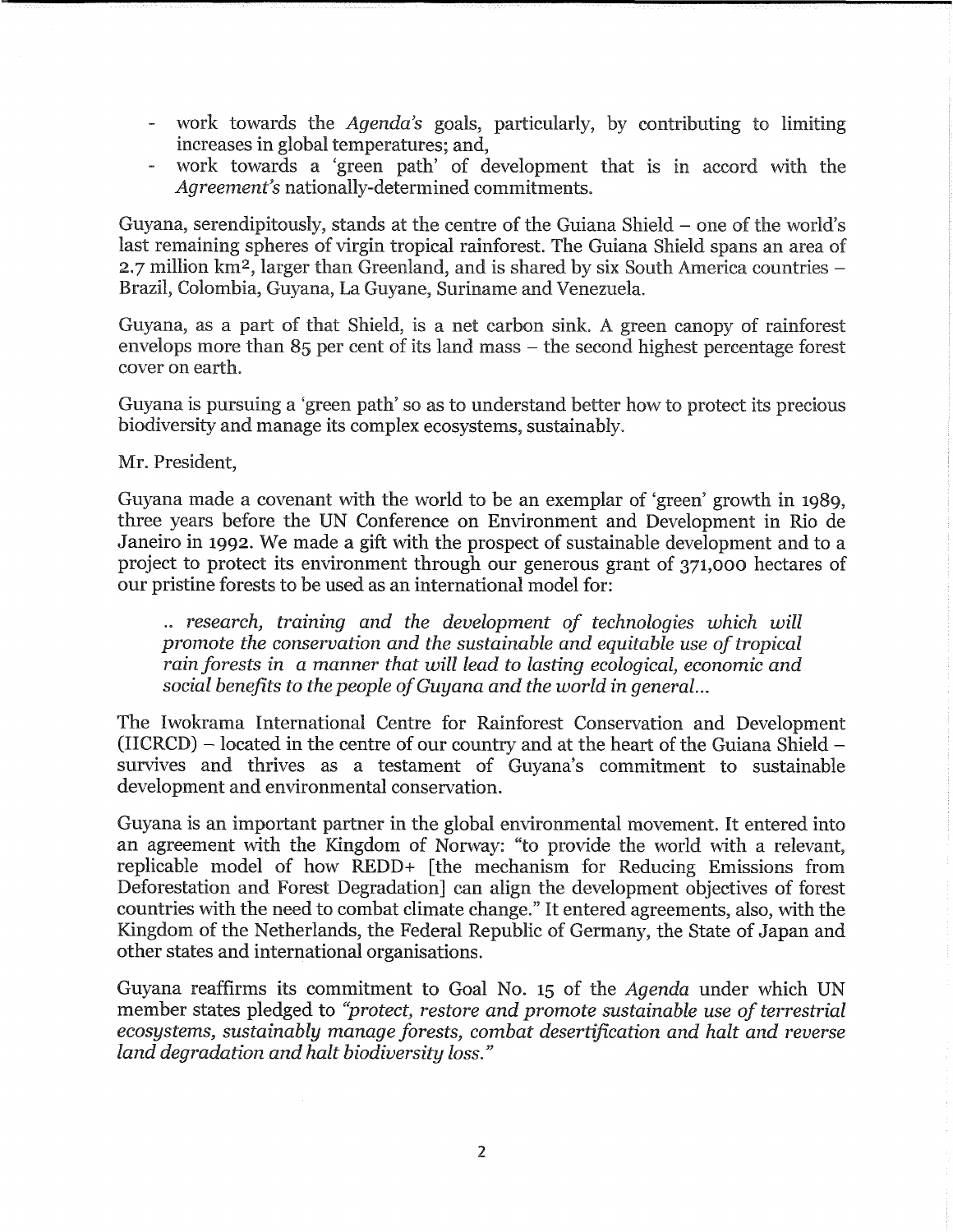- work towards the *Agenda's* goals, particularly, by contributing to limiting increases in global temperatures; and,
- work towards a 'green path' of development that is in accord with the *Agreement's* nationally-determined commitments.

Guyana, serendipitously, stands at the centre of the Guiana Shield – one of the world's last remaining spheres of virgin tropical rainforest. The Guiana Shield spans an area of 2.7 million $km^2$, larger than Greenland, and is shared by six South America countries – Brazil, Colombia, Guyana, La Guyane, Suriname and Venezuela.

Guyana, as a part of that Shield, is a net carbon sink. A green canopy of rainforest envelops more than 85 per cent of its land mass – the second highest percentage forest cover on earth.

Guyana is pursuing a 'green path' so as to understand better how to protect its precious biodiversity and manage its complex ecosystems, sustainably.

Mr. President,

Guyana made a covenant with the world to be an exemplar of 'green' growth in 1989, three years before the UN Conference on Environment and Development in Rio de Janeiro in 1992. We made a gift with the prospect of sustainable development and to a project to protect its environment through our generous grant of 371,000 hectares of our pristine forests to be used as an international model for:

> .. *research, training and the development of technologies which will promote the conservation and the sustainable and equitable use of tropical rain forests in a manner that will lead to lasting ecological, economic and social benefits to the people of Guyana and the world in general...*

The Iwokrama International Centre for Rainforest Conservation and Development (IICRCD) – located in the centre of our country and at the heart of the Guiana Shield – survives and thrives as a testament of Guyana's commitment to sustainable development and environmental conservation.

Guyana is an important partner in the global environmental movement. It entered into an agreement with the Kingdom of Norway: "to provide the world with a relevant, replicable model of how REDD+ [the mechanism for Reducing Emissions from Deforestation and Forest Degradation] can align the development objectives of forest countries with the need to combat climate change." It entered agreements, also, with the Kingdom of the Netherlands, the Federal Republic of Germany, the State of Japan and other states and international organisations.

Guyana reaffirms its commitment to Goal No. 15 of the *Agenda* under which UN member states pledged to *"protect, restore and promote sustainable use of terrestrial ecosystems, sustainably manage forests, combat desertification and halt and reverse land degradation and halt biodiversity loss."*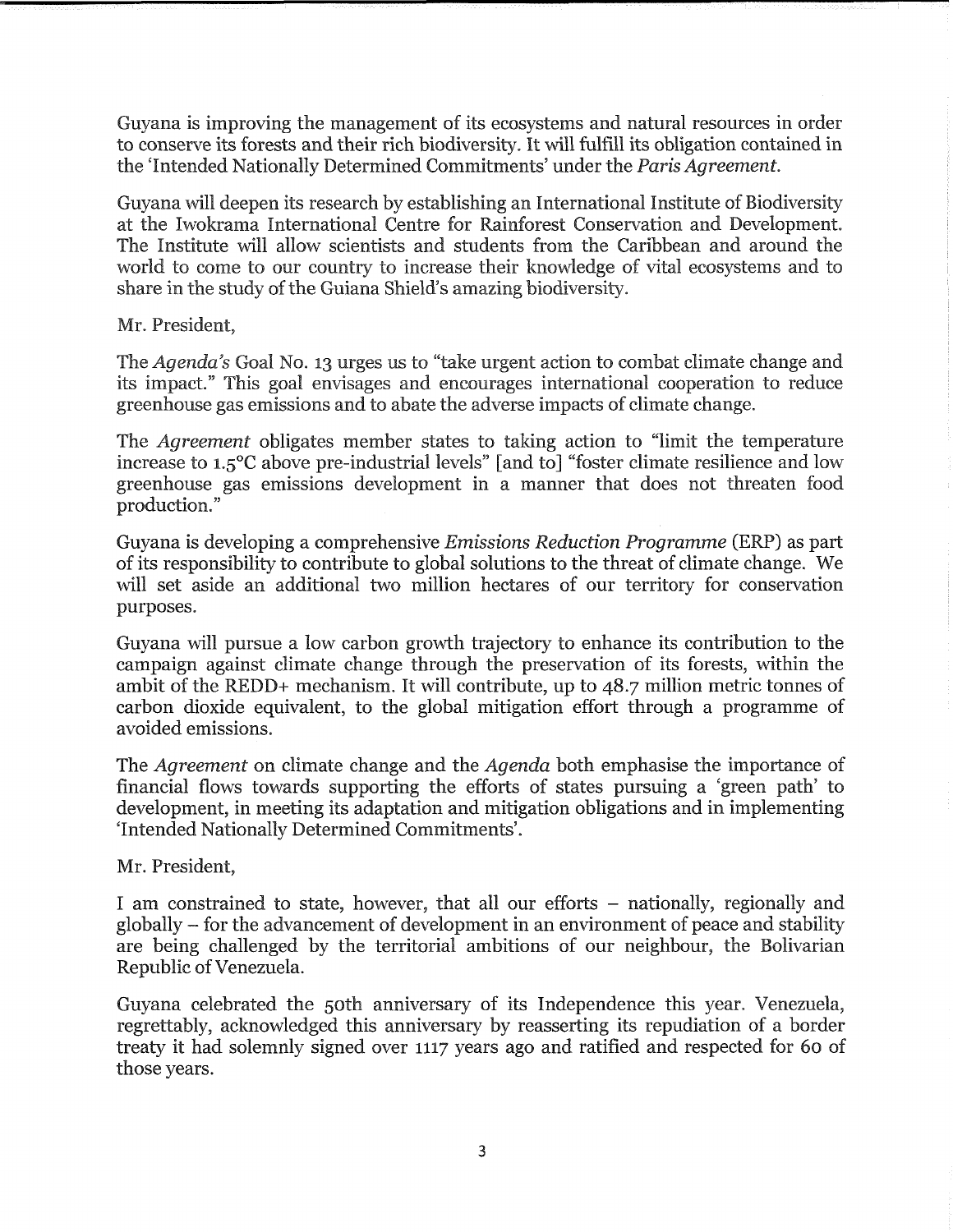Guyana is improving the management of its ecosystems and natural resources in order to conserve its forests and their rich biodiversity. It will fulfill its obligation contained in the 'Intended Nationally Determined Commitments' under the *Paris Agreement*.

Guyana will deepen its research by establishing an International Institute of Biodiversity at the Iwokrama International Centre for Rainforest Conservation and Development. The Institute will allow scientists and students from the Caribbean and around the world to come to our country to increase their knowledge of vital ecosystems and to share in the study of the Guiana Shield's amazing biodiversity.

Mr. President,

The *Agenda's* Goal No. 13 urges us to "take urgent action to combat climate change and its impact." This goal envisages and encourages international cooperation to reduce greenhouse gas emissions and to abate the adverse impacts of climate change.

The *Agreement* obligates member states to taking action to "limit the temperature increase to 1.5°C above pre-industrial levels" [and to] "foster climate resilience and low greenhouse gas emissions development in a manner that does not threaten food production."

Guyana is developing a comprehensive *Emissions Reduction Programme* (ERP) as part of its responsibility to contribute to global solutions to the threat of climate change. We will set aside an additional two million hectares of our territory for conservation purposes.

Guyana will pursue a low carbon growth trajectory to enhance its contribution to the campaign against climate change through the preservation of its forests, within the ambit of the REDD+ mechanism. It will contribute, up to 48.7 million metric tonnes of carbon dioxide equivalent, to the global mitigation effort through a programme of avoided emissions.

The *Agreement* on climate change and the *Agenda* both emphasise the importance of financial flows towards supporting the efforts of states pursuing a 'green path' to development, in meeting its adaptation and mitigation obligations and in implementing 'Intended Nationally Determined Commitments'.

Mr. President,

I am constrained to state, however, that all our efforts – nationally, regionally and globally – for the advancement of development in an environment of peace and stability are being challenged by the territorial ambitions of our neighbour, the Bolivarian Republic of Venezuela.

Guyana celebrated the 50th anniversary of its Independence this year. Venezuela, regrettably, acknowledged this anniversary by reasserting its repudiation of a border treaty it had solemnly signed over 1117 years ago and ratified and respected for 60 of those years.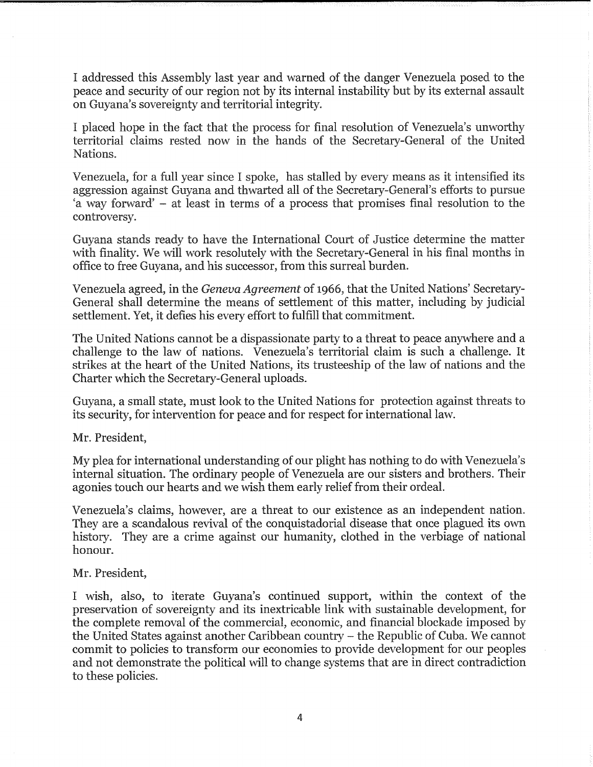I addressed this Assembly last year and warned of the danger Venezuela posed to the peace and security of our region not by its internal instability but by its external assault on Guyana's sovereignty and territorial integrity.

I placed hope in the fact that the process for final resolution of Venezuela's unworthy territorial claims rested now in the hands of the Secretary-General of the United Nations.

Venezuela, for a full year since I spoke, has stalled by every means as it intensified its aggression against Guyana and thwarted all of the Secretary-General's efforts to pursue 'a way forward' – at least in terms of a process that promises final resolution to the controversy.

Guyana stands ready to have the International Court of Justice determine the matter with finality. We will work resolutely with the Secretary-General in his final months in office to free Guyana, and his successor, from this surreal burden.

Venezuela agreed, in the *Geneva Agreement* of 1966, that the United Nations' Secretary-General shall determine the means of settlement of this matter, including by judicial settlement. Yet, it defies his every effort to fulfill that commitment.

The United Nations cannot be a dispassionate party to a threat to peace anywhere and a challenge to the law of nations. Venezuela's territorial claim is such a challenge. It strikes at the heart of the United Nations, its trusteeship of the law of nations and the Charter which the Secretary-General uploads.

Guyana, a small state, must look to the United Nations for protection against threats to its security, for intervention for peace and for respect for international law.

Mr. President,

My plea for international understanding of our plight has nothing to do with Venezuela's internal situation. The ordinary people of Venezuela are our sisters and brothers. Their agonies touch our hearts and we wish them early relief from their ordeal.

Venezuela's claims, however, are a threat to our existence as an independent nation. They are a scandalous revival of the conquistadorial disease that once plagued its own history. They are a crime against our humanity, clothed in the verbiage of national honour.

Mr. President,

I wish, also, to iterate Guyana's continued support, within the context of the preservation of sovereignty and its inextricable link with sustainable development, for the complete removal of the commercial, economic, and financial blockade imposed by the United States against another Caribbean country – the Republic of Cuba. We cannot commit to policies to transform our economies to provide development for our peoples and not demonstrate the political will to change systems that are in direct contradiction to these policies.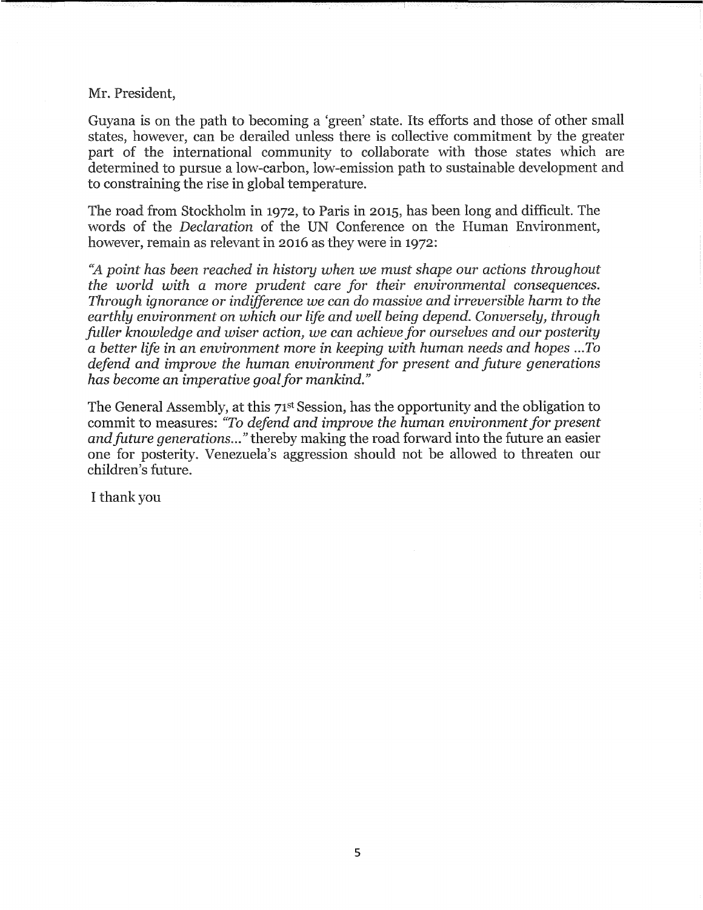Mr. President,

Guyana is on the path to becoming a 'green' state. Its efforts and those of other small states, however, can be derailed unless there is collective commitment by the greater part of the international community to collaborate with those states which are determined to pursue a low-carbon, low-emission path to sustainable development and to constraining the rise in global temperature.

The road from Stockholm in 1972, to Paris in 2015, has been long and difficult. The words of the *Declaration* of the UN Conference on the Human Environment, however, remain as relevant in 2016 as they were in 1972:

*"A point has been reached in history when we must shape our actions throughout the world with a more prudent care for their environmental consequences. Through ignorance or indifference we can do massive and irreversible harm to the earthly environment on which our life and well being depend. Conversely, through fuller knowledge and wiser action, we can achieve for ourselves and our posterity a better life in an environment more in keeping with human needs and hopes ...To defend and improve the human environment for present and future generations has become an imperative goal for mankind."*

The General Assembly, at this 71st Session, has the opportunity and the obligation to commit to measures: *"To defend and improve the human environment for present and future generations..."* thereby making the road forward into the future an easier one for posterity. Venezuela's aggression should not be allowed to threaten our children's future.

I thank you